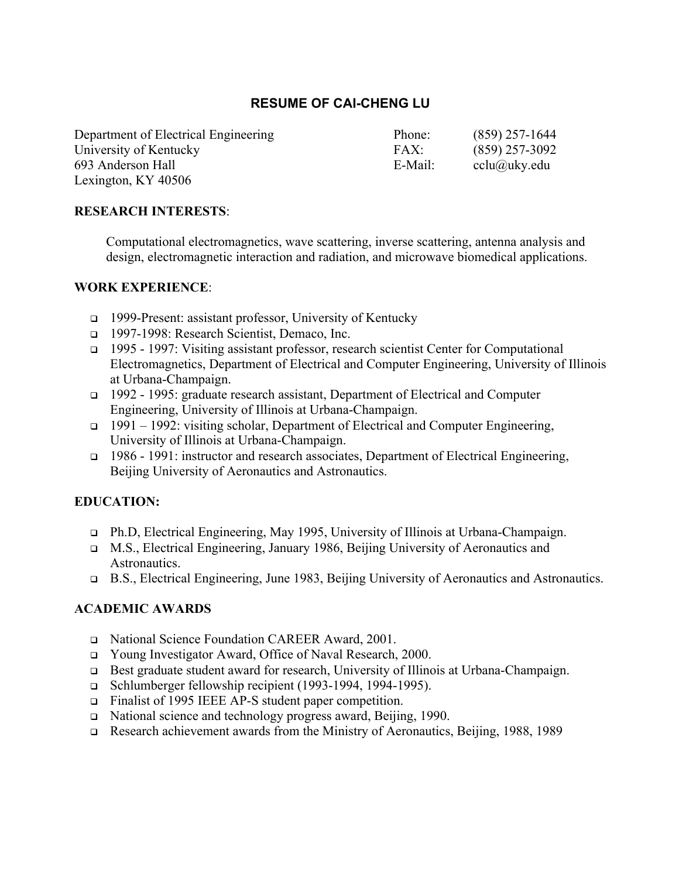# RESUME OF CAI-CHENG LU

Department of Electrical Engineering
University of Kentucky
693 Anderson Hall
Lexington, KY 40506

Phone: (859) 257-1644
FAX: (859) 257-3092
E-Mail: cclu@uky.edu

## RESEARCH INTERESTS:

Computational electromagnetics, wave scattering, inverse scattering, antenna analysis and design, electromagnetic interaction and radiation, and microwave biomedical applications.

## WORK EXPERIENCE:

- 1999-Present: assistant professor, University of Kentucky
- 1997-1998: Research Scientist, Demaco, Inc.
- 1995 - 1997: Visiting assistant professor, research scientist Center for Computational Electromagnetics, Department of Electrical and Computer Engineering, University of Illinois at Urbana-Champaign.
- 1992 - 1995: graduate research assistant, Department of Electrical and Computer Engineering, University of Illinois at Urbana-Champaign.
- 1991 – 1992: visiting scholar, Department of Electrical and Computer Engineering, University of Illinois at Urbana-Champaign.
- 1986 - 1991: instructor and research associates, Department of Electrical Engineering, Beijing University of Aeronautics and Astronautics.

## EDUCATION:

- Ph.D, Electrical Engineering, May 1995, University of Illinois at Urbana-Champaign.
- M.S., Electrical Engineering, January 1986, Beijing University of Aeronautics and Astronautics.
- B.S., Electrical Engineering, June 1983, Beijing University of Aeronautics and Astronautics.

## ACADEMIC AWARDS

- National Science Foundation CAREER Award, 2001.
- Young Investigator Award, Office of Naval Research, 2000.
- Best graduate student award for research, University of Illinois at Urbana-Champaign.
- Schlumberger fellowship recipient (1993-1994, 1994-1995).
- Finalist of 1995 IEEE AP-S student paper competition.
- National science and technology progress award, Beijing, 1990.
- Research achievement awards from the Ministry of Aeronautics, Beijing, 1988, 1989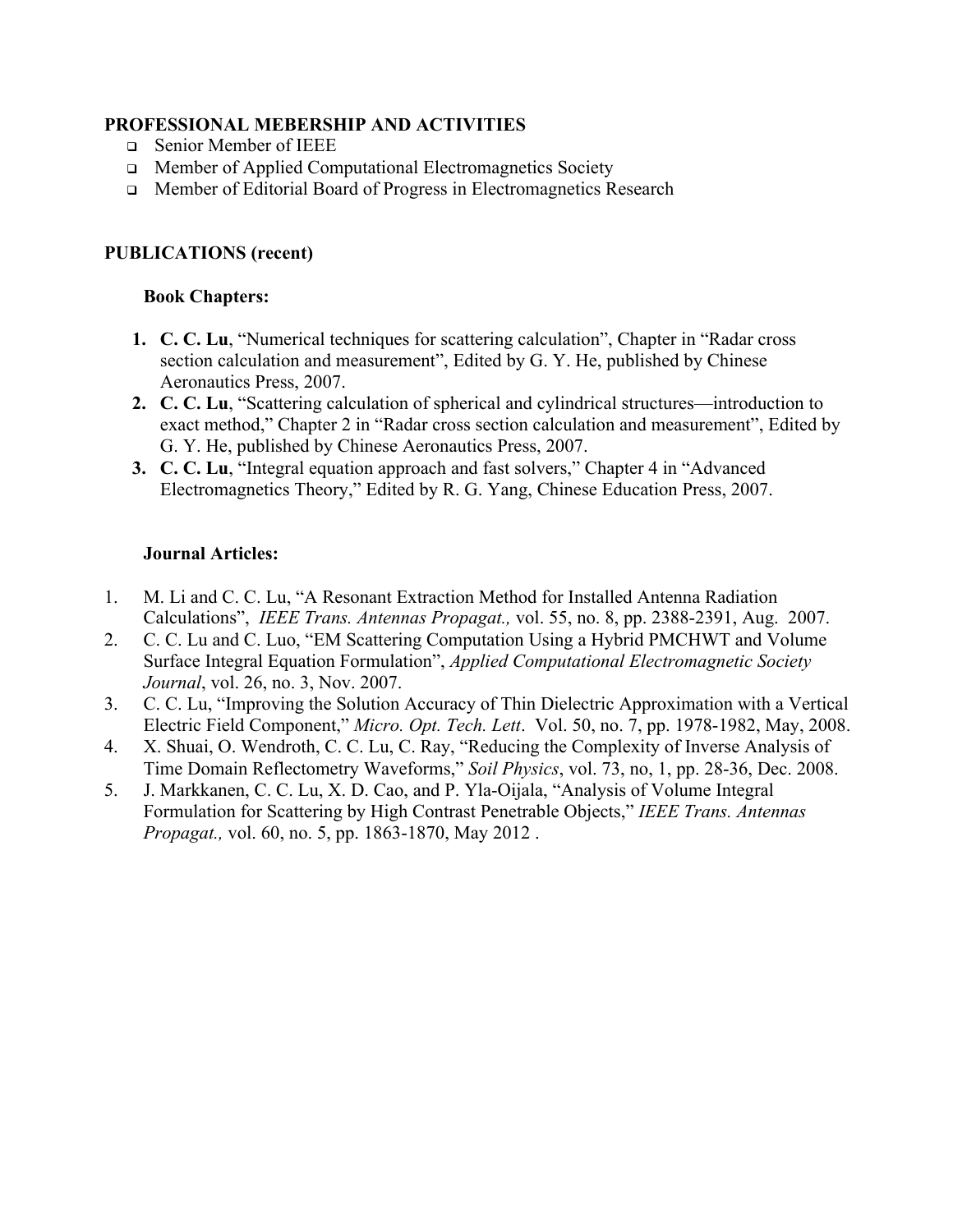**PROFESSIONAL MEBERSHIP AND ACTIVITIES**

- Senior Member of IEEE
- Member of Applied Computational Electromagnetics Society
- Member of Editorial Board of Progress in Electromagnetics Research

**PUBLICATIONS (recent)**

**Book Chapters:**

1. **C. C. Lu**, "Numerical techniques for scattering calculation", Chapter in "Radar cross section calculation and measurement", Edited by G. Y. He, published by Chinese Aeronautics Press, 2007.
2. **C. C. Lu**, "Scattering calculation of spherical and cylindrical structures—introduction to exact method," Chapter 2 in "Radar cross section calculation and measurement", Edited by G. Y. He, published by Chinese Aeronautics Press, 2007.
3. **C. C. Lu**, "Integral equation approach and fast solvers," Chapter 4 in "Advanced Electromagnetics Theory," Edited by R. G. Yang, Chinese Education Press, 2007.

**Journal Articles:**

1. M. Li and C. C. Lu, "A Resonant Extraction Method for Installed Antenna Radiation Calculations", *IEEE Trans. Antennas Propagat.,* vol. 55, no. 8, pp. 2388-2391, Aug. 2007.
2. C. C. Lu and C. Luo, "EM Scattering Computation Using a Hybrid PMCHWT and Volume Surface Integral Equation Formulation", *Applied Computational Electromagnetic Society Journal*, vol. 26, no. 3, Nov. 2007.
3. C. C. Lu, "Improving the Solution Accuracy of Thin Dielectric Approximation with a Vertical Electric Field Component," *Micro. Opt. Tech. Lett*. Vol. 50, no. 7, pp. 1978-1982, May, 2008.
4. X. Shuai, O. Wendroth, C. C. Lu, C. Ray, "Reducing the Complexity of Inverse Analysis of Time Domain Reflectometry Waveforms," *Soil Physics*, vol. 73, no, 1, pp. 28-36, Dec. 2008.
5. J. Markkanen, C. C. Lu, X. D. Cao, and P. Yla-Oijala, "Analysis of Volume Integral Formulation for Scattering by High Contrast Penetrable Objects," *IEEE Trans. Antennas Propagat.,* vol. 60, no. 5, pp. 1863-1870, May 2012 .